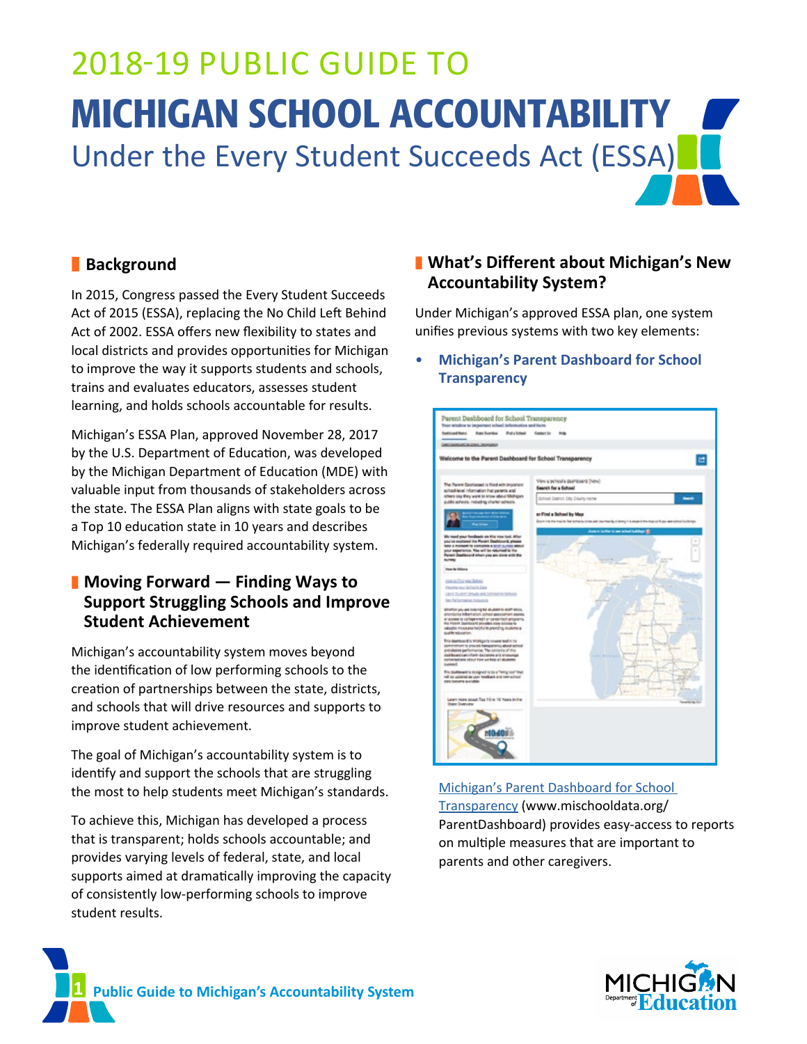# 2018-19 PUBLIC GUIDE TO MICHIGAN SCHOOL ACCOUNTABILITY

## Under the Every Student Succeeds Act (ESSA)

## Background

In 2015, Congress passed the Every Student Succeeds Act of 2015 (ESSA), replacing the No Child Left Behind Act of 2002. ESSA offers new flexibility to states and local districts and provides opportunities for Michigan to improve the way it supports students and schools, trains and evaluates educators, assesses student learning, and holds schools accountable for results.

Michigan's ESSA Plan, approved November 28, 2017 by the U.S. Department of Education, was developed by the Michigan Department of Education (MDE) with valuable input from thousands of stakeholders across the state. The ESSA Plan aligns with state goals to be a Top 10 education state in 10 years and describes Michigan's federally required accountability system.

## Moving Forward — Finding Ways to Support Struggling Schools and Improve Student Achievement

Michigan's accountability system moves beyond the identification of low performing schools to the creation of partnerships between the state, districts, and schools that will drive resources and supports to improve student achievement.

The goal of Michigan's accountability system is to identify and support the schools that are struggling the most to help students meet Michigan's standards.

To achieve this, Michigan has developed a process that is transparent; holds schools accountable; and provides varying levels of federal, state, and local supports aimed at dramatically improving the capacity of consistently low-performing schools to improve student results.

## What's Different about Michigan's New Accountability System?

Under Michigan's approved ESSA plan, one system unifies previous systems with two key elements:

- **Michigan's Parent Dashboard for School Transparency**

Michigan's Parent Dashboard for School Transparency (www.mischooldata.org/ParentDashboard) provides easy-access to reports on multiple measures that are important to parents and other caregivers.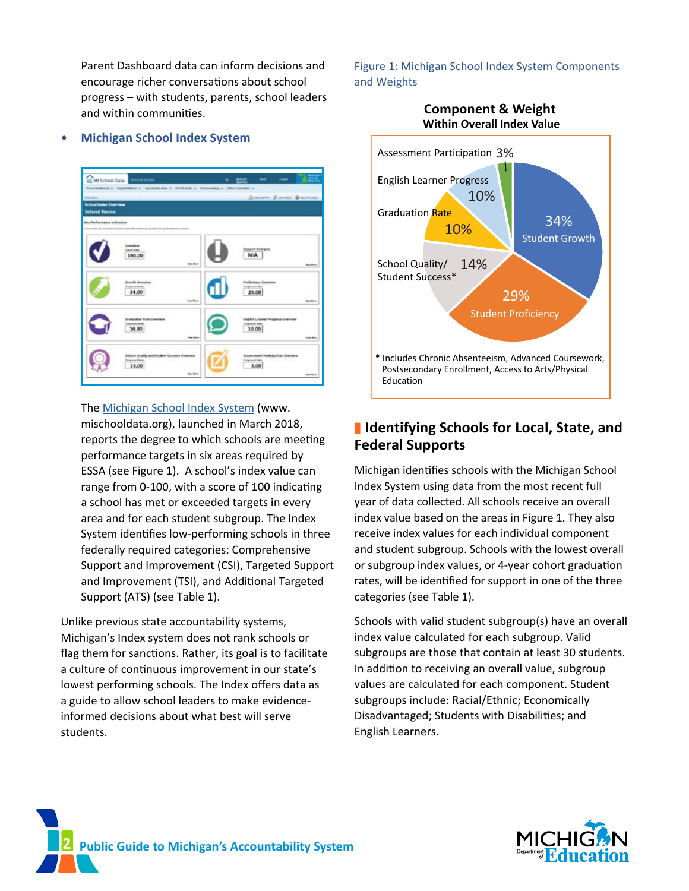Parent Dashboard data can inform decisions and encourage richer conversations about school progress – with students, parents, school leaders and within communities.

- **Michigan School Index System**

The Michigan School Index System (www.mischooldata.org), launched in March 2018, reports the degree to which schools are meeting performance targets in six areas required by ESSA (see Figure 1). A school's index value can range from 0-100, with a score of 100 indicating a school has met or exceeded targets in every area and for each student subgroup. The Index System identifies low-performing schools in three federally required categories: Comprehensive Support and Improvement (CSI), Targeted Support and Improvement (TSI), and Additional Targeted Support (ATS) (see Table 1).

Unlike previous state accountability systems, Michigan's Index system does not rank schools or flag them for sanctions. Rather, its goal is to facilitate a culture of continuous improvement in our state's lowest performing schools. The Index offers data as a guide to allow school leaders to make evidence-informed decisions about what best will serve students.

Figure 1: Michigan School Index System Components and Weights

**Component & Weight**
**Within Overall Index Value**

| Component | Weight |
|---|---|
| Student Growth | 34% |
| Student Proficiency | 29% |
| School Quality/ Student Success* | 14% |
| Graduation Rate | 10% |
| English Learner Progress | 10% |
| Assessment Participation | 3% |

\* Includes Chronic Absenteeism, Advanced Coursework, Postsecondary Enrollment, Access to Arts/Physical Education

## Identifying Schools for Local, State, and Federal Supports

Michigan identifies schools with the Michigan School Index System using data from the most recent full year of data collected. All schools receive an overall index value based on the areas in Figure 1. They also receive index values for each individual component and student subgroup. Schools with the lowest overall or subgroup index values, or 4-year cohort graduation rates, will be identified for support in one of the three categories (see Table 1).

Schools with valid student subgroup(s) have an overall index value calculated for each subgroup. Valid subgroups are those that contain at least 30 students. In addition to receiving an overall value, subgroup values are calculated for each component. Student subgroups include: Racial/Ethnic; Economically Disadvantaged; Students with Disabilities; and English Learners.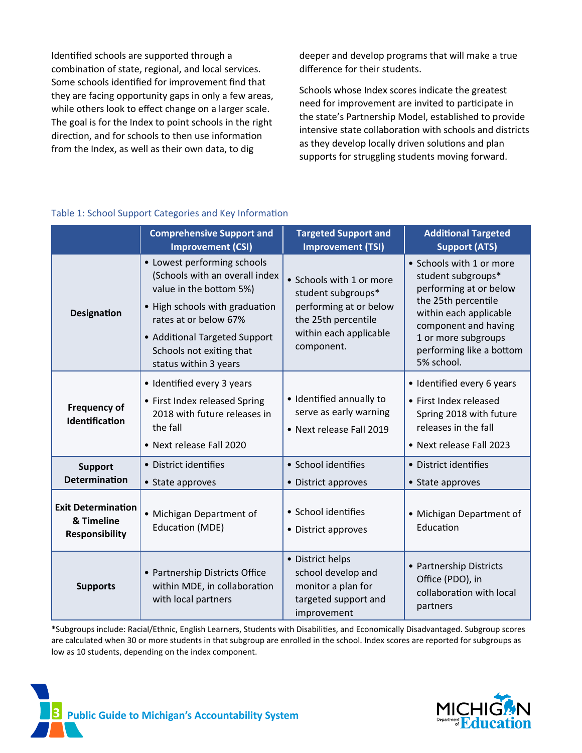Identified schools are supported through a combination of state, regional, and local services. Some schools identified for improvement find that they are facing opportunity gaps in only a few areas, while others look to effect change on a larger scale. The goal is for the Index to point schools in the right direction, and for schools to then use information from the Index, as well as their own data, to dig deeper and develop programs that will make a true difference for their students.

Schools whose Index scores indicate the greatest need for improvement are invited to participate in the state's Partnership Model, established to provide intensive state collaboration with schools and districts as they develop locally driven solutions and plan supports for struggling students moving forward.

Table 1: School Support Categories and Key Information

| | Comprehensive Support and Improvement (CSI) | Targeted Support and Improvement (TSI) | Additional Targeted Support (ATS) |
|---|---|---|---|
| **Designation** | • Lowest performing schools (Schools with an overall index value in the bottom 5%)<br>• High schools with graduation rates at or below 67%<br>• Additional Targeted Support Schools not exiting that status within 3 years | • Schools with 1 or more student subgroups* performing at or below the 25th percentile within each applicable component. | • Schools with 1 or more student subgroups* performing at or below the 25th percentile within each applicable component and having 1 or more subgroups performing like a bottom 5% school. |
| **Frequency of Identification** | • Identified every 3 years<br>• First Index released Spring 2018 with future releases in the fall<br>• Next release Fall 2020 | • Identified annually to serve as early warning<br>• Next release Fall 2019 | • Identified every 6 years<br>• First Index released Spring 2018 with future releases in the fall<br>• Next release Fall 2023 |
| **Support Determination** | • District identifies<br>• State approves | • School identifies<br>• District approves | • District identifies<br>• State approves |
| **Exit Determination & Timeline Responsibility** | • Michigan Department of Education (MDE) | • School identifies<br>• District approves | • Michigan Department of Education |
| **Supports** | • Partnership Districts Office within MDE, in collaboration with local partners | • District helps school develop and monitor a plan for targeted support and improvement | • Partnership Districts Office (PDO), in collaboration with local partners |

*Subgroups include: Racial/Ethnic, English Learners, Students with Disabilities, and Economically Disadvantaged. Subgroup scores are calculated when 30 or more students in that subgroup are enrolled in the school. Index scores are reported for subgroups as low as 10 students, depending on the index component.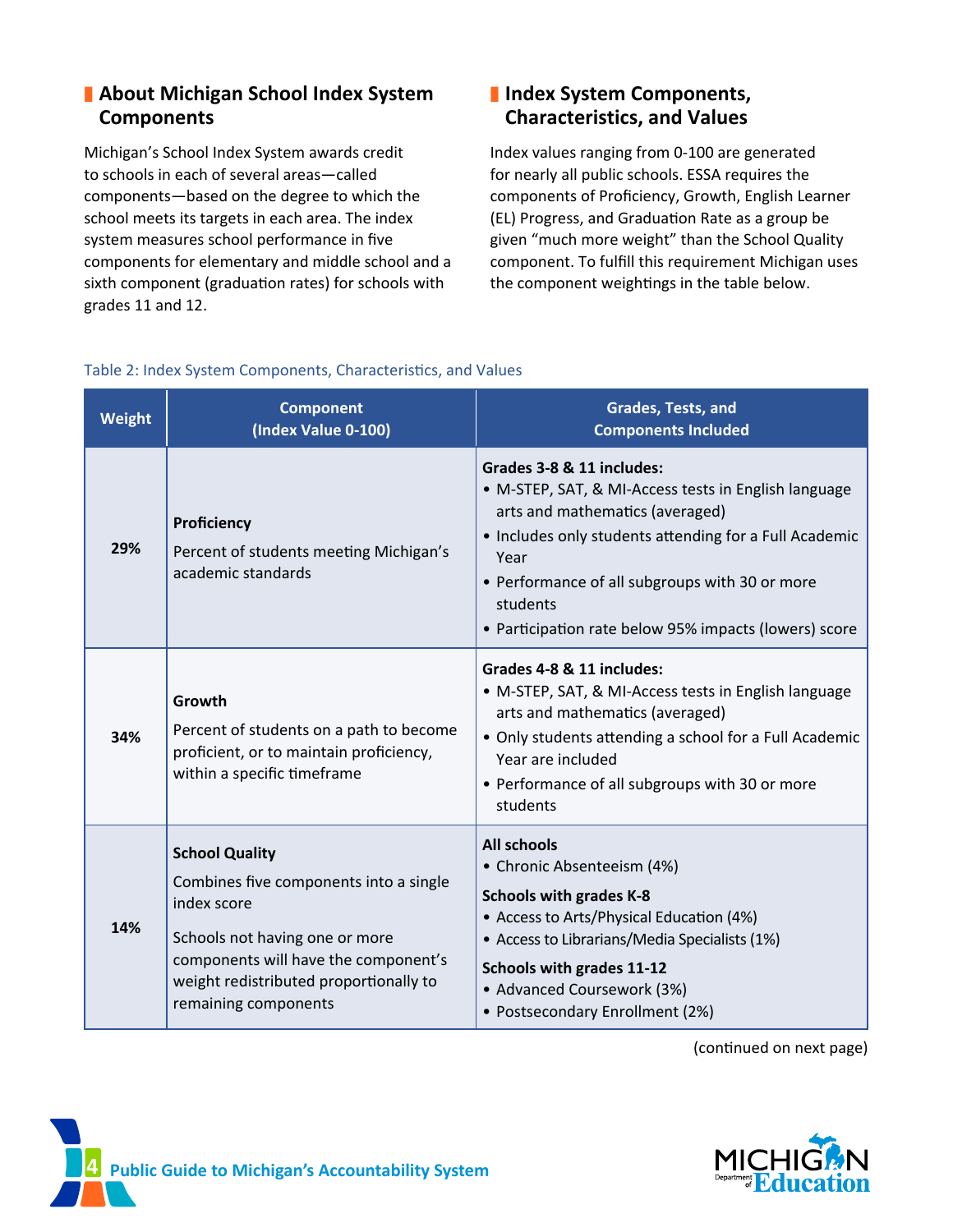## About Michigan School Index System Components

Michigan's School Index System awards credit to schools in each of several areas—called components—based on the degree to which the school meets its targets in each area. The index system measures school performance in five components for elementary and middle school and a sixth component (graduation rates) for schools with grades 11 and 12.

## Index System Components, Characteristics, and Values

Index values ranging from 0-100 are generated for nearly all public schools. ESSA requires the components of Proficiency, Growth, English Learner (EL) Progress, and Graduation Rate as a group be given "much more weight" than the School Quality component. To fulfill this requirement Michigan uses the component weightings in the table below.

Table 2: Index System Components, Characteristics, and Values

| Weight | Component (Index Value 0-100) | Grades, Tests, and Components Included |
|---|---|---|
| 29% | **Proficiency**<br>Percent of students meeting Michigan's academic standards | **Grades 3-8 & 11 includes:**<br>• M-STEP, SAT, & MI-Access tests in English language arts and mathematics (averaged)<br>• Includes only students attending for a Full Academic Year<br>• Performance of all subgroups with 30 or more students<br>• Participation rate below 95% impacts (lowers) score |
| 34% | **Growth**<br>Percent of students on a path to become proficient, or to maintain proficiency, within a specific timeframe | **Grades 4-8 & 11 includes:**<br>• M-STEP, SAT, & MI-Access tests in English language arts and mathematics (averaged)<br>• Only students attending a school for a Full Academic Year are included<br>• Performance of all subgroups with 30 or more students |
| 14% | **School Quality**<br>Combines five components into a single index score<br>Schools not having one or more components will have the component's weight redistributed proportionally to remaining components | **All schools**<br>• Chronic Absenteeism (4%)<br>**Schools with grades K-8**<br>• Access to Arts/Physical Education (4%)<br>• Access to Librarians/Media Specialists (1%)<br>**Schools with grades 11-12**<br>• Advanced Coursework (3%)<br>• Postsecondary Enrollment (2%) |

(continued on next page)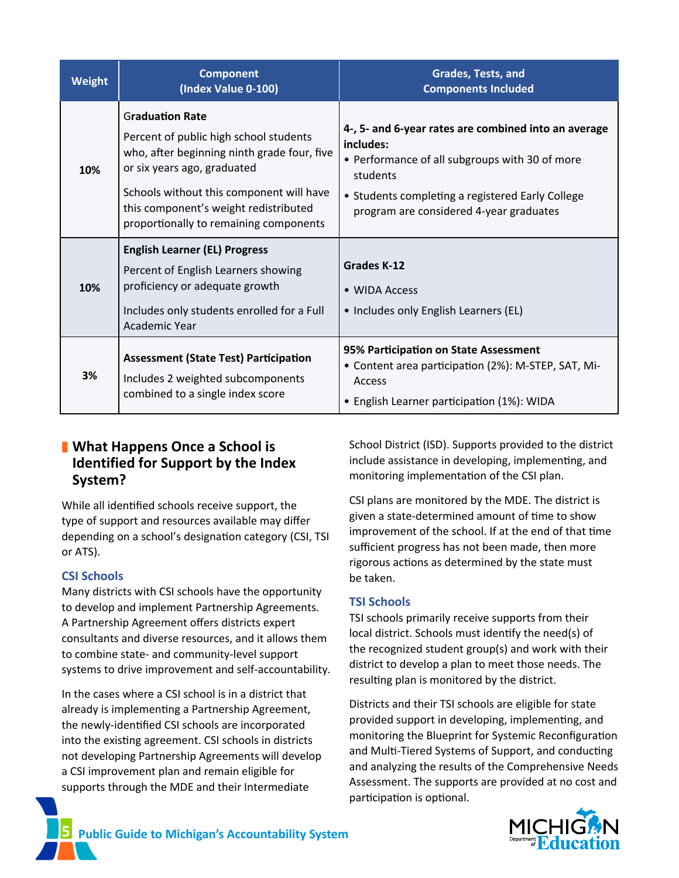| Weight | Component (Index Value 0-100) | Grades, Tests, and Components Included |
|---|---|---|
| 10% | **Graduation Rate**<br>Percent of public high school students who, after beginning ninth grade four, five or six years ago, graduated<br>Schools without this component will have this component's weight redistributed proportionally to remaining components | **4-, 5- and 6-year rates are combined into an average includes:**<br>• Performance of all subgroups with 30 of more students<br>• Students completing a registered Early College program are considered 4-year graduates |
| 10% | **English Learner (EL) Progress**<br>Percent of English Learners showing proficiency or adequate growth<br>Includes only students enrolled for a Full Academic Year | **Grades K-12**<br>• WIDA Access<br>• Includes only English Learners (EL) |
| 3% | **Assessment (State Test) Participation**<br>Includes 2 weighted subcomponents combined to a single index score | **95% Participation on State Assessment**<br>• Content area participation (2%): M-STEP, SAT, Mi-Access<br>• English Learner participation (1%): WIDA |

## What Happens Once a School is Identified for Support by the Index System?

While all identified schools receive support, the type of support and resources available may differ depending on a school's designation category (CSI, TSI or ATS).

### CSI Schools

Many districts with CSI schools have the opportunity to develop and implement Partnership Agreements. A Partnership Agreement offers districts expert consultants and diverse resources, and it allows them to combine state- and community-level support systems to drive improvement and self-accountability.

In the cases where a CSI school is in a district that already is implementing a Partnership Agreement, the newly-identified CSI schools are incorporated into the existing agreement. CSI schools in districts not developing Partnership Agreements will develop a CSI improvement plan and remain eligible for supports through the MDE and their Intermediate School District (ISD). Supports provided to the district include assistance in developing, implementing, and monitoring implementation of the CSI plan.

CSI plans are monitored by the MDE. The district is given a state-determined amount of time to show improvement of the school. If at the end of that time sufficient progress has not been made, then more rigorous actions as determined by the state must be taken.

### TSI Schools

TSI schools primarily receive supports from their local district. Schools must identify the need(s) of the recognized student group(s) and work with their district to develop a plan to meet those needs. The resulting plan is monitored by the district.

Districts and their TSI schools are eligible for state provided support in developing, implementing, and monitoring the Blueprint for Systemic Reconfiguration and Multi-Tiered Systems of Support, and conducting and analyzing the results of the Comprehensive Needs Assessment. The supports are provided at no cost and participation is optional.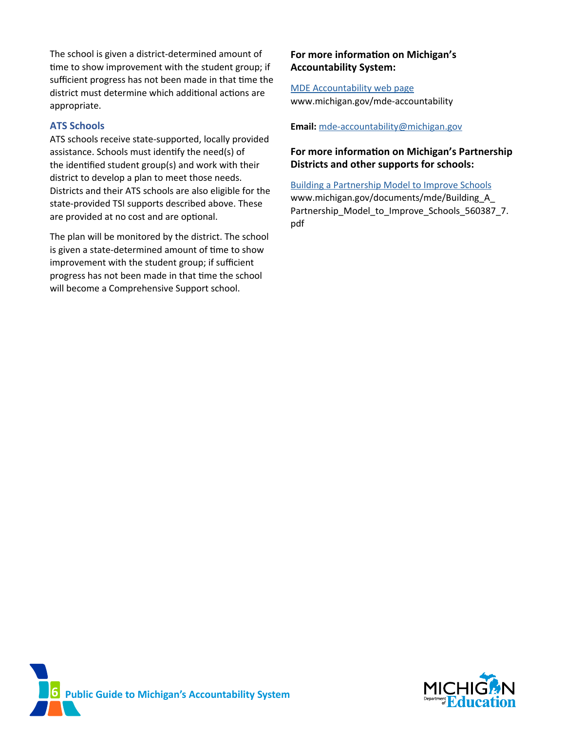The school is given a district-determined amount of time to show improvement with the student group; if sufficient progress has not been made in that time the district must determine which additional actions are appropriate.

### ATS Schools

ATS schools receive state-supported, locally provided assistance. Schools must identify the need(s) of the identified student group(s) and work with their district to develop a plan to meet those needs. Districts and their ATS schools are also eligible for the state-provided TSI supports described above. These are provided at no cost and are optional.

The plan will be monitored by the district. The school is given a state-determined amount of time to show improvement with the student group; if sufficient progress has not been made in that time the school will become a Comprehensive Support school.

**For more information on Michigan's Accountability System:**

[MDE Accountability web page](www.michigan.gov/mde-accountability)
www.michigan.gov/mde-accountability

**Email:** mde-accountability@michigan.gov

**For more information on Michigan's Partnership Districts and other supports for schools:**

[Building a Partnership Model to Improve Schools](www.michigan.gov/documents/mde/Building_A_Partnership_Model_to_Improve_Schools_560387_7.pdf)
www.michigan.gov/documents/mde/Building_A_Partnership_Model_to_Improve_Schools_560387_7.pdf